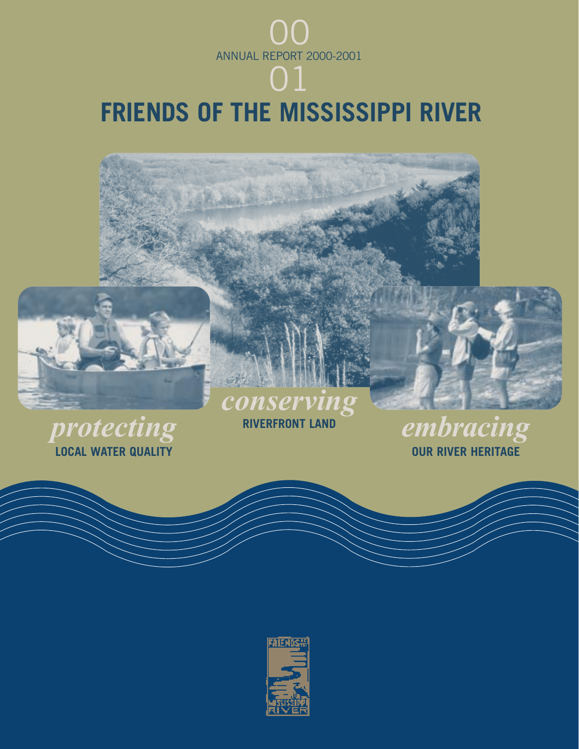00

ANNUAL REPORT 2000-2001

01

# FRIENDS OF THE MISSISSIPPI RIVER

*protecting*
**LOCAL WATER QUALITY**

*conserving*
**RIVERFRONT LAND**

*embracing*
**OUR RIVER HERITAGE**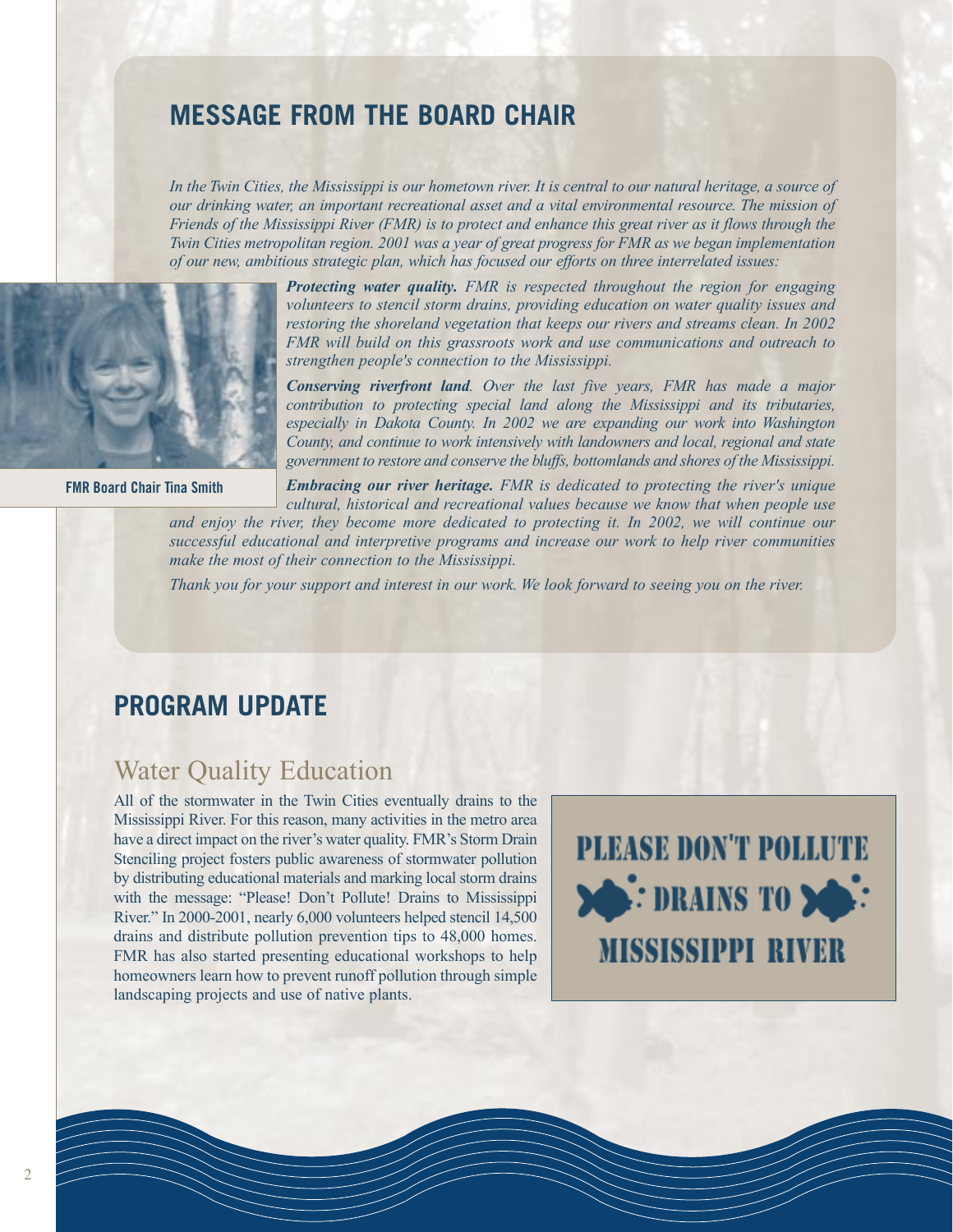## MESSAGE FROM THE BOARD CHAIR

*In the Twin Cities, the Mississippi is our hometown river. It is central to our natural heritage, a source of our drinking water, an important recreational asset and a vital environmental resource. The mission of Friends of the Mississippi River (FMR) is to protect and enhance this great river as it flows through the Twin Cities metropolitan region. 2001 was a year of great progress for FMR as we began implementation of our new, ambitious strategic plan, which has focused our efforts on three interrelated issues:*

FMR Board Chair Tina Smith

***Protecting water quality.*** *FMR is respected throughout the region for engaging volunteers to stencil storm drains, providing education on water quality issues and restoring the shoreland vegetation that keeps our rivers and streams clean. In 2002 FMR will build on this grassroots work and use communications and outreach to strengthen people's connection to the Mississippi.*

***Conserving riverfront land.*** *Over the last five years, FMR has made a major contribution to protecting special land along the Mississippi and its tributaries, especially in Dakota County. In 2002 we are expanding our work into Washington County, and continue to work intensively with landowners and local, regional and state government to restore and conserve the bluffs, bottomlands and shores of the Mississippi.*

***Embracing our river heritage.*** *FMR is dedicated to protecting the river's unique cultural, historical and recreational values because we know that when people use and enjoy the river, they become more dedicated to protecting it. In 2002, we will continue our successful educational and interpretive programs and increase our work to help river communities make the most of their connection to the Mississippi.*

*Thank you for your support and interest in our work. We look forward to seeing you on the river.*

## PROGRAM UPDATE

### Water Quality Education

All of the stormwater in the Twin Cities eventually drains to the Mississippi River. For this reason, many activities in the metro area have a direct impact on the river's water quality. FMR's Storm Drain Stenciling project fosters public awareness of stormwater pollution by distributing educational materials and marking local storm drains with the message: "Please! Don't Pollute! Drains to Mississippi River." In 2000-2001, nearly 6,000 volunteers helped stencil 14,500 drains and distribute pollution prevention tips to 48,000 homes. FMR has also started presenting educational workshops to help homeowners learn how to prevent runoff pollution through simple landscaping projects and use of native plants.

PLEASE DON'T POLLUTE
DRAINS TO
MISSISSIPPI RIVER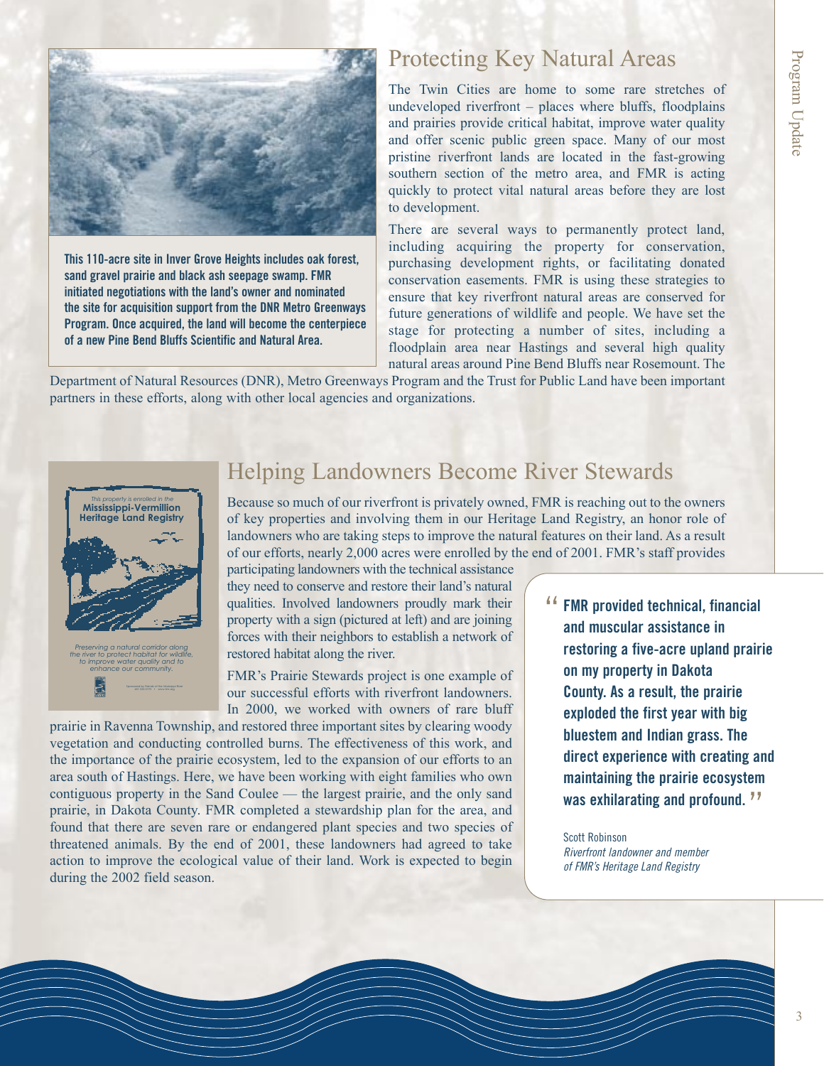This 110-acre site in Inver Grove Heights includes oak forest, sand gravel prairie and black ash seepage swamp. FMR initiated negotiations with the land's owner and nominated the site for acquisition support from the DNR Metro Greenways Program. Once acquired, the land will become the centerpiece of a new Pine Bend Bluffs Scientific and Natural Area.

## Protecting Key Natural Areas

The Twin Cities are home to some rare stretches of undeveloped riverfront – places where bluffs, floodplains and prairies provide critical habitat, improve water quality and offer scenic public green space. Many of our most pristine riverfront lands are located in the fast-growing southern section of the metro area, and FMR is acting quickly to protect vital natural areas before they are lost to development.

There are several ways to permanently protect land, including acquiring the property for conservation, purchasing development rights, or facilitating donated conservation easements. FMR is using these strategies to ensure that key riverfront natural areas are conserved for future generations of wildlife and people. We have set the stage for protecting a number of sites, including a floodplain area near Hastings and several high quality natural areas around Pine Bend Bluffs near Rosemount. The Department of Natural Resources (DNR), Metro Greenways Program and the Trust for Public Land have been important partners in these efforts, along with other local agencies and organizations.

## Helping Landowners Become River Stewards

Because so much of our riverfront is privately owned, FMR is reaching out to the owners of key properties and involving them in our Heritage Land Registry, an honor role of landowners who are taking steps to improve the natural features on their land. As a result of our efforts, nearly 2,000 acres were enrolled by the end of 2001. FMR's staff provides participating landowners with the technical assistance they need to conserve and restore their land's natural qualities. Involved landowners proudly mark their property with a sign (pictured at left) and are joining forces with their neighbors to establish a network of restored habitat along the river.

*This property is enrolled in the* **Mississippi-Vermillion Heritage Land Registry**

*Preserving a natural corridor along the river to protect habitat for wildlife, to improve water quality and to enhance our community.*

FMR's Prairie Stewards project is one example of our successful efforts with riverfront landowners. In 2000, we worked with owners of rare bluff prairie in Ravenna Township, and restored three important sites by clearing woody vegetation and conducting controlled burns. The effectiveness of this work, and the importance of the prairie ecosystem, led to the expansion of our efforts to an area south of Hastings. Here, we have been working with eight families who own contiguous property in the Sand Coulee — the largest prairie, and the only sand prairie, in Dakota County. FMR completed a stewardship plan for the area, and found that there are seven rare or endangered plant species and two species of threatened animals. By the end of 2001, these landowners had agreed to take action to improve the ecological value of their land. Work is expected to begin during the 2002 field season.

> **"FMR provided technical, financial and muscular assistance in restoring a five-acre upland prairie on my property in Dakota County. As a result, the prairie exploded the first year with big bluestem and Indian grass. The direct experience with creating and maintaining the prairie ecosystem was exhilarating and profound."**
>
> Scott Robinson
> *Riverfront landowner and member of FMR's Heritage Land Registry*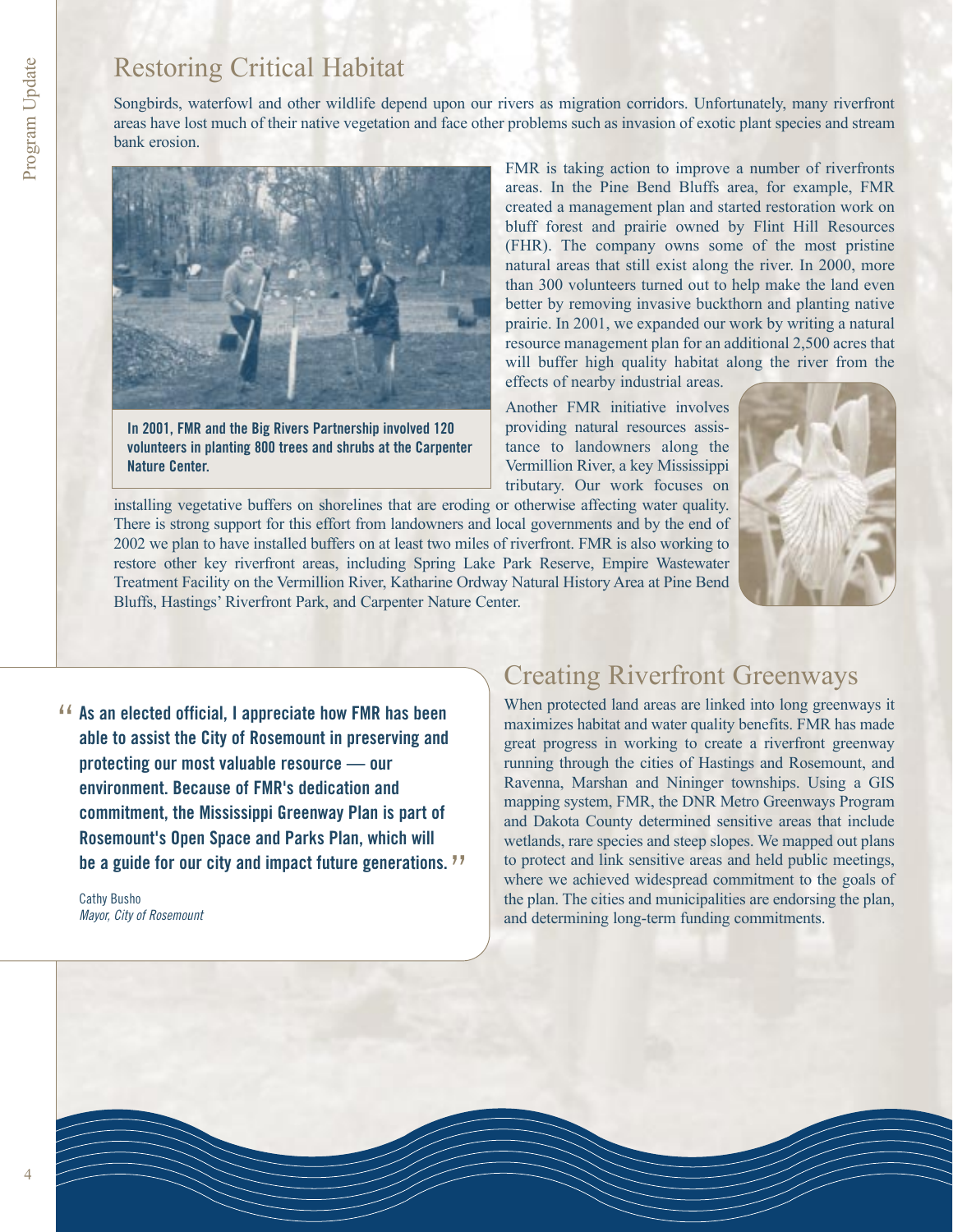## Restoring Critical Habitat

Songbirds, waterfowl and other wildlife depend upon our rivers as migration corridors. Unfortunately, many riverfront areas have lost much of their native vegetation and face other problems such as invasion of exotic plant species and stream bank erosion.

**In 2001, FMR and the Big Rivers Partnership involved 120 volunteers in planting 800 trees and shrubs at the Carpenter Nature Center.**

FMR is taking action to improve a number of riverfronts areas. In the Pine Bend Bluffs area, for example, FMR created a management plan and started restoration work on bluff forest and prairie owned by Flint Hill Resources (FHR). The company owns some of the most pristine natural areas that still exist along the river. In 2000, more than 300 volunteers turned out to help make the land even better by removing invasive buckthorn and planting native prairie. In 2001, we expanded our work by writing a natural resource management plan for an additional 2,500 acres that will buffer high quality habitat along the river from the effects of nearby industrial areas.

Another FMR initiative involves providing natural resources assistance to landowners along the Vermillion River, a key Mississippi tributary. Our work focuses on installing vegetative buffers on shorelines that are eroding or otherwise affecting water quality. There is strong support for this effort from landowners and local governments and by the end of 2002 we plan to have installed buffers on at least two miles of riverfront. FMR is also working to restore other key riverfront areas, including Spring Lake Park Reserve, Empire Wastewater Treatment Facility on the Vermillion River, Katharine Ordway Natural History Area at Pine Bend Bluffs, Hastings' Riverfront Park, and Carpenter Nature Center.

> **"As an elected official, I appreciate how FMR has been able to assist the City of Rosemount in preserving and protecting our most valuable resource — our environment. Because of FMR's dedication and commitment, the Mississippi Greenway Plan is part of Rosemount's Open Space and Parks Plan, which will be a guide for our city and impact future generations."**
>
> Cathy Busho
> *Mayor, City of Rosemount*

## Creating Riverfront Greenways

When protected land areas are linked into long greenways it maximizes habitat and water quality benefits. FMR has made great progress in working to create a riverfront greenway running through the cities of Hastings and Rosemount, and Ravenna, Marshan and Nininger townships. Using a GIS mapping system, FMR, the DNR Metro Greenways Program and Dakota County determined sensitive areas that include wetlands, rare species and steep slopes. We mapped out plans to protect and link sensitive areas and held public meetings, where we achieved widespread commitment to the goals of the plan. The cities and municipalities are endorsing the plan, and determining long-term funding commitments.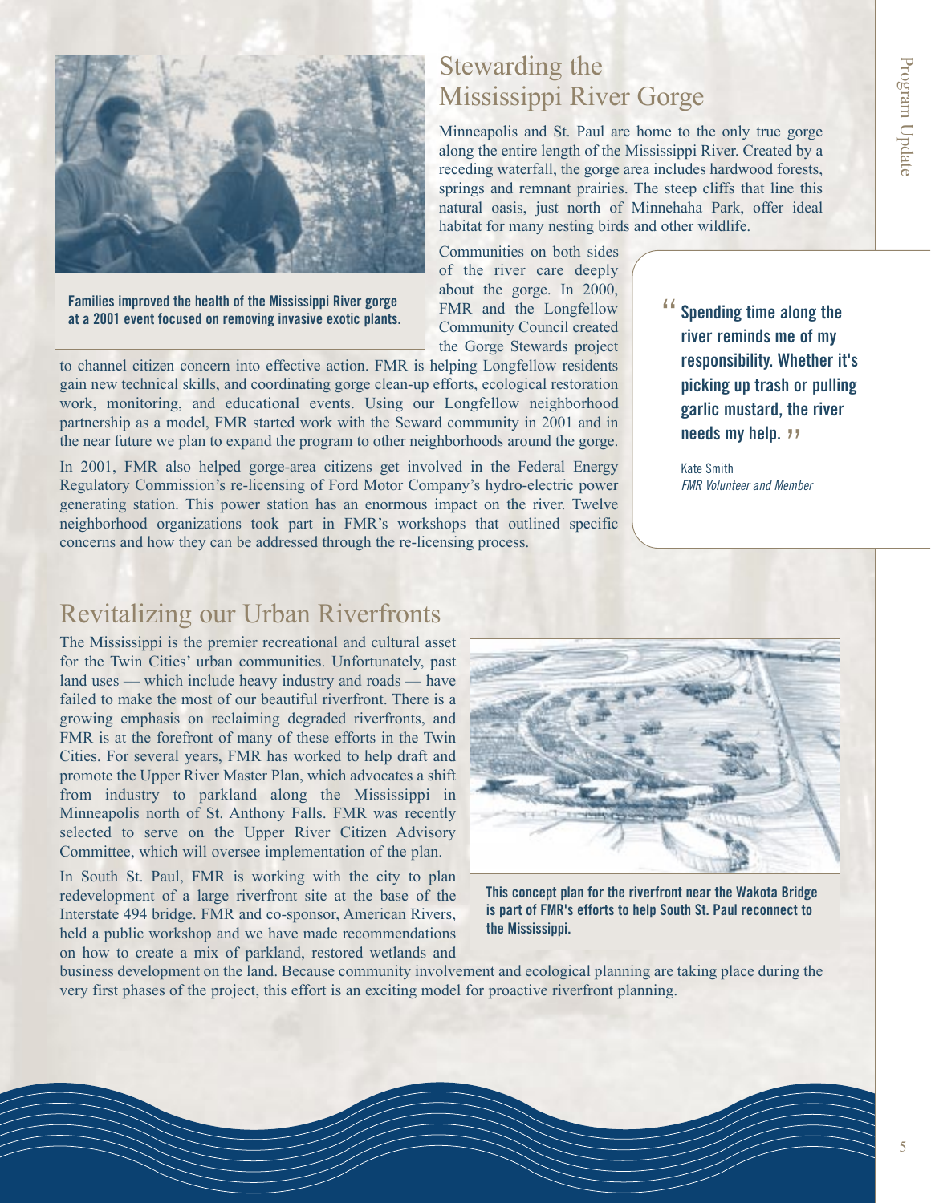Families improved the health of the Mississippi River gorge at a 2001 event focused on removing invasive exotic plants.

## Stewarding the Mississippi River Gorge

Minneapolis and St. Paul are home to the only true gorge along the entire length of the Mississippi River. Created by a receding waterfall, the gorge area includes hardwood forests, springs and remnant prairies. The steep cliffs that line this natural oasis, just north of Minnehaha Park, offer ideal habitat for many nesting birds and other wildlife.

Communities on both sides of the river care deeply about the gorge. In 2000, FMR and the Longfellow Community Council created the Gorge Stewards project to channel citizen concern into effective action. FMR is helping Longfellow residents gain new technical skills, and coordinating gorge clean-up efforts, ecological restoration work, monitoring, and educational events. Using our Longfellow neighborhood partnership as a model, FMR started work with the Seward community in 2001 and in the near future we plan to expand the program to other neighborhoods around the gorge.

In 2001, FMR also helped gorge-area citizens get involved in the Federal Energy Regulatory Commission's re-licensing of Ford Motor Company's hydro-electric power generating station. This power station has an enormous impact on the river. Twelve neighborhood organizations took part in FMR's workshops that outlined specific concerns and how they can be addressed through the re-licensing process.

> **"Spending time along the river reminds me of my responsibility. Whether it's picking up trash or pulling garlic mustard, the river needs my help."**
>
> Kate Smith
> *FMR Volunteer and Member*

## Revitalizing our Urban Riverfronts

The Mississippi is the premier recreational and cultural asset for the Twin Cities' urban communities. Unfortunately, past land uses — which include heavy industry and roads — have failed to make the most of our beautiful riverfront. There is a growing emphasis on reclaiming degraded riverfronts, and FMR is at the forefront of many of these efforts in the Twin Cities. For several years, FMR has worked to help draft and promote the Upper River Master Plan, which advocates a shift from industry to parkland along the Mississippi in Minneapolis north of St. Anthony Falls. FMR was recently selected to serve on the Upper River Citizen Advisory Committee, which will oversee implementation of the plan.

In South St. Paul, FMR is working with the city to plan redevelopment of a large riverfront site at the base of the Interstate 494 bridge. FMR and co-sponsor, American Rivers, held a public workshop and we have made recommendations on how to create a mix of parkland, restored wetlands and business development on the land. Because community involvement and ecological planning are taking place during the very first phases of the project, this effort is an exciting model for proactive riverfront planning.

This concept plan for the riverfront near the Wakota Bridge is part of FMR's efforts to help South St. Paul reconnect to the Mississippi.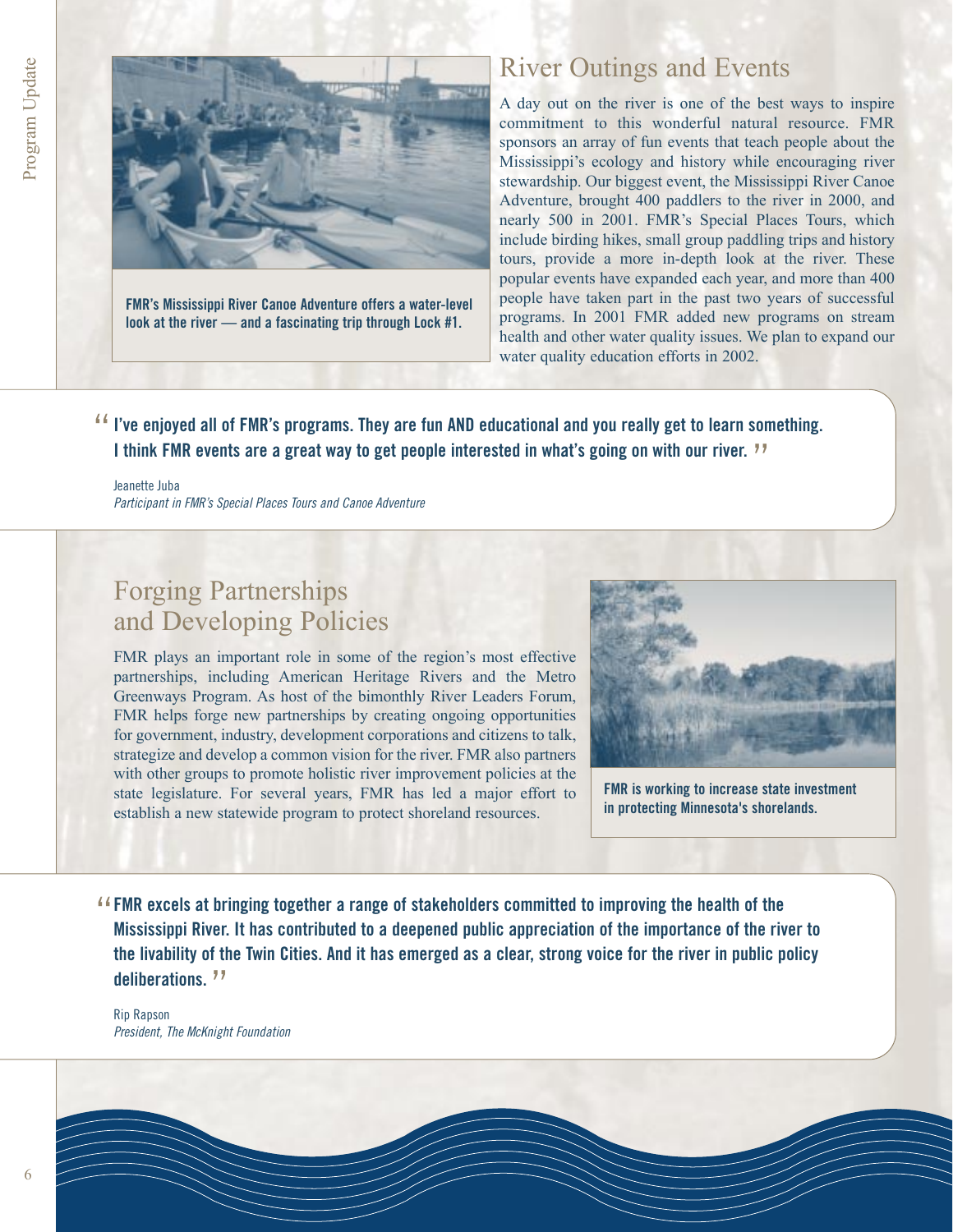FMR's Mississippi River Canoe Adventure offers a water-level look at the river — and a fascinating trip through Lock #1.

## River Outings and Events

A day out on the river is one of the best ways to inspire commitment to this wonderful natural resource. FMR sponsors an array of fun events that teach people about the Mississippi's ecology and history while encouraging river stewardship. Our biggest event, the Mississippi River Canoe Adventure, brought 400 paddlers to the river in 2000, and nearly 500 in 2001. FMR's Special Places Tours, which include birding hikes, small group paddling trips and history tours, provide a more in-depth look at the river. These popular events have expanded each year, and more than 400 people have taken part in the past two years of successful programs. In 2001 FMR added new programs on stream health and other water quality issues. We plan to expand our water quality education efforts in 2002.

> **"I've enjoyed all of FMR's programs. They are fun AND educational and you really get to learn something. I think FMR events are a great way to get people interested in what's going on with our river."**
>
> Jeanette Juba
> *Participant in FMR's Special Places Tours and Canoe Adventure*

## Forging Partnerships and Developing Policies

FMR plays an important role in some of the region's most effective partnerships, including American Heritage Rivers and the Metro Greenways Program. As host of the bimonthly River Leaders Forum, FMR helps forge new partnerships by creating ongoing opportunities for government, industry, development corporations and citizens to talk, strategize and develop a common vision for the river. FMR also partners with other groups to promote holistic river improvement policies at the state legislature. For several years, FMR has led a major effort to establish a new statewide program to protect shoreland resources.

FMR is working to increase state investment in protecting Minnesota's shorelands.

> **"FMR excels at bringing together a range of stakeholders committed to improving the health of the Mississippi River. It has contributed to a deepened public appreciation of the importance of the river to the livability of the Twin Cities. And it has emerged as a clear, strong voice for the river in public policy deliberations."**
>
> Rip Rapson
> *President, The McKnight Foundation*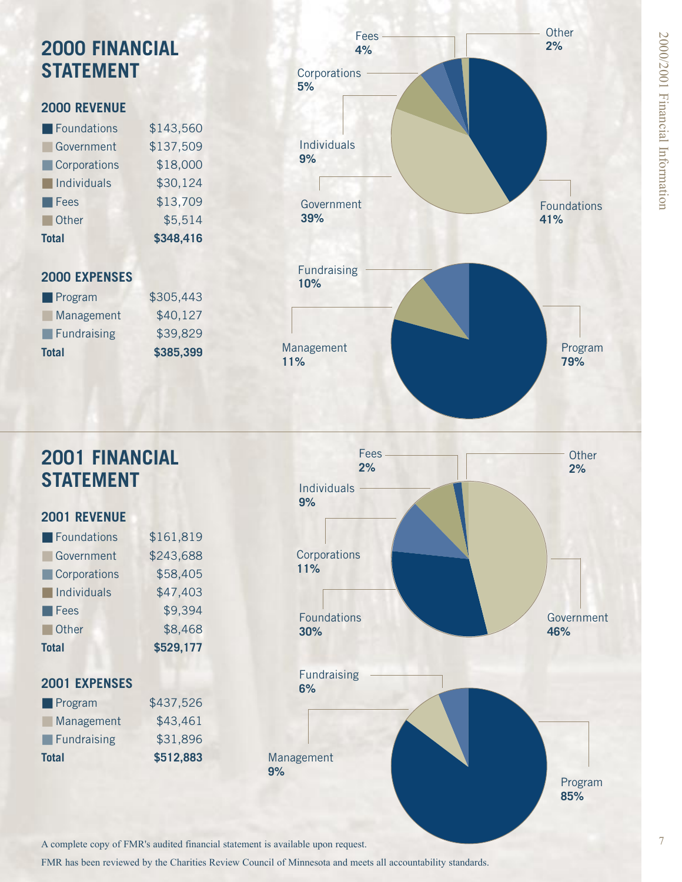# 2000 FINANCIAL STATEMENT

## 2000 REVENUE

| Source | Amount |
|---|---|
| Foundations | $143,560 |
| Government | $137,509 |
| Corporations | $18,000 |
| Individuals | $30,124 |
| Fees | $13,709 |
| Other | $5,514 |
| **Total** | **$348,416** |

Foundations **41%**, Government **39%**, Individuals **9%**, Corporations **5%**, Fees **4%**, Other **2%**

## 2000 EXPENSES

| Category | Amount |
|---|---|
| Program | $305,443 |
| Management | $40,127 |
| Fundraising | $39,829 |
| **Total** | **$385,399** |

Program **79%**, Management **11%**, Fundraising **10%**

# 2001 FINANCIAL STATEMENT

## 2001 REVENUE

| Source | Amount |
|---|---|
| Foundations | $161,819 |
| Government | $243,688 |
| Corporations | $58,405 |
| Individuals | $47,403 |
| Fees | $9,394 |
| Other | $8,468 |
| **Total** | **$529,177** |

Government **46%**, Foundations **30%**, Corporations **11%**, Individuals **9%**, Fees **2%**, Other **2%**

## 2001 EXPENSES

| Category | Amount |
|---|---|
| Program | $437,526 |
| Management | $43,461 |
| Fundraising | $31,896 |
| **Total** | **$512,883** |

Program **85%**, Management **9%**, Fundraising **6%**

A complete copy of FMR's audited financial statement is available upon request.

FMR has been reviewed by the Charities Review Council of Minnesota and meets all accountability standards.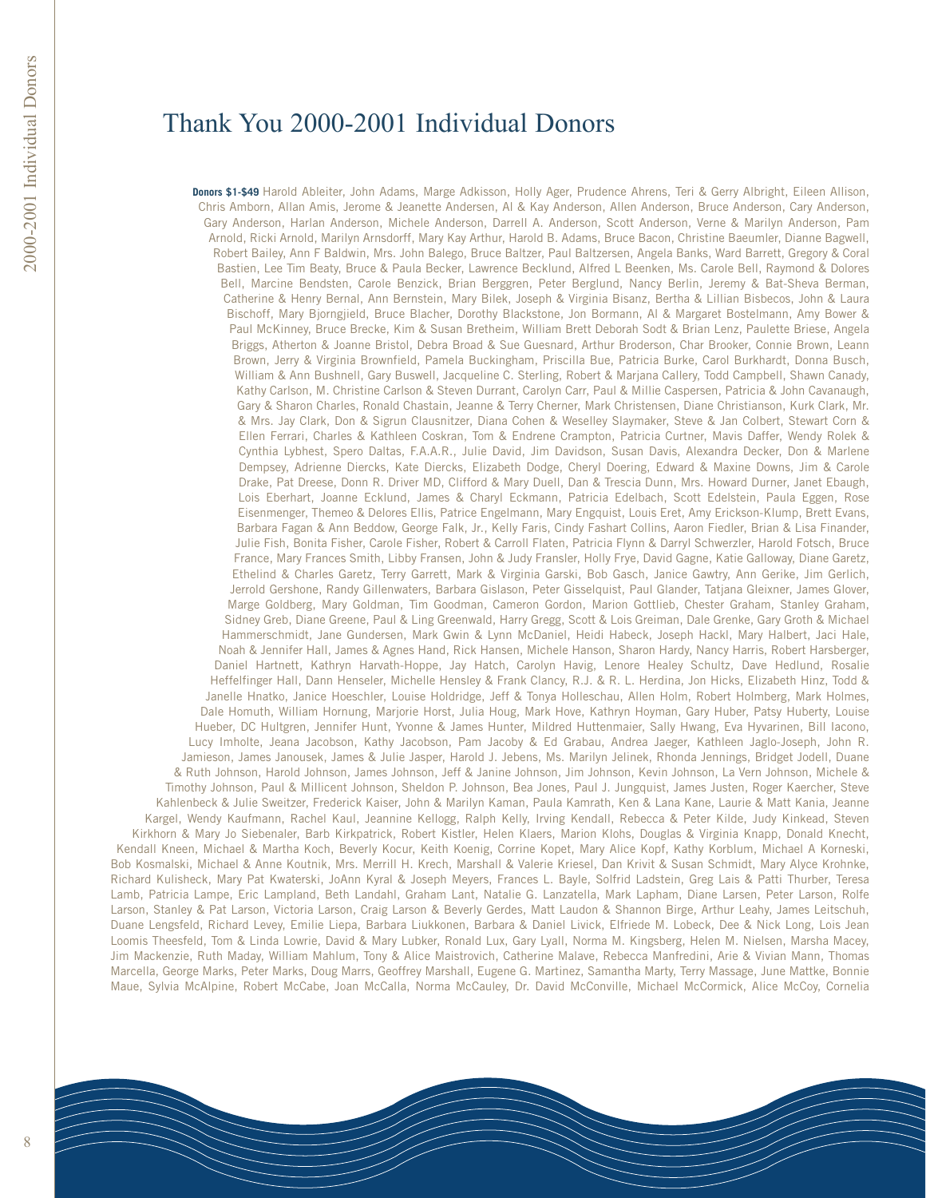# Thank You 2000-2001 Individual Donors

**Donors $1-$49** Harold Ableiter, John Adams, Marge Adkisson, Holly Ager, Prudence Ahrens, Teri & Gerry Albright, Eileen Allison, Chris Amborn, Allan Amis, Jerome & Jeanette Andersen, Al & Kay Anderson, Allen Anderson, Bruce Anderson, Cary Anderson, Gary Anderson, Harlan Anderson, Michele Anderson, Darrell A. Anderson, Scott Anderson, Verne & Marilyn Anderson, Pam Arnold, Ricki Arnold, Marilyn Arnsdorff, Mary Kay Arthur, Harold B. Adams, Bruce Bacon, Christine Baeumler, Dianne Bagwell, Robert Bailey, Ann F Baldwin, Mrs. John Balego, Bruce Baltzer, Paul Baltzersen, Angela Banks, Ward Barrett, Gregory & Coral Bastien, Lee Tim Beaty, Bruce & Paula Becker, Lawrence Becklund, Alfred L Beenken, Ms. Carole Bell, Raymond & Dolores Bell, Marcine Bendsten, Carole Benzick, Brian Berggren, Peter Berglund, Nancy Berlin, Jeremy & Bat-Sheva Berman, Catherine & Henry Bernal, Ann Bernstein, Mary Bilek, Joseph & Virginia Bisanz, Bertha & Lillian Bisbecos, John & Laura Bischoff, Mary Bjorngjield, Bruce Blacher, Dorothy Blackstone, Jon Bormann, Al & Margaret Bostelmann, Amy Bower & Paul McKinney, Bruce Brecke, Kim & Susan Bretheim, William Brett Deborah Sodt & Brian Lenz, Paulette Briese, Angela Briggs, Atherton & Joanne Bristol, Debra Broad & Sue Guesnard, Arthur Broderson, Char Brooker, Connie Brown, Leann Brown, Jerry & Virginia Brownfield, Pamela Buckingham, Priscilla Bue, Patricia Burke, Carol Burkhardt, Donna Busch, William & Ann Bushnell, Gary Buswell, Jacqueline C. Sterling, Robert & Marjana Callery, Todd Campbell, Shawn Canady, Kathy Carlson, M. Christine Carlson & Steven Durrant, Carolyn Carr, Paul & Millie Caspersen, Patricia & John Cavanaugh, Gary & Sharon Charles, Ronald Chastain, Jeanne & Terry Cherner, Mark Christensen, Diane Christianson, Kurk Clark, Mr. & Mrs. Jay Clark, Don & Sigrun Clausnitzer, Diana Cohen & Weselley Slaymaker, Steve & Jan Colbert, Stewart Corn & Ellen Ferrari, Charles & Kathleen Coskran, Tom & Endrene Crampton, Patricia Curtner, Mavis Daffer, Wendy Rolek & Cynthia Lybhest, Spero Daltas, F.A.A.R., Julie David, Jim Davidson, Susan Davis, Alexandra Decker, Don & Marlene Dempsey, Adrienne Diercks, Kate Diercks, Elizabeth Dodge, Cheryl Doering, Edward & Maxine Downs, Jim & Carole Drake, Pat Dreese, Donn R. Driver MD, Clifford & Mary Duell, Dan & Trescia Dunn, Mrs. Howard Durner, Janet Ebaugh, Lois Eberhart, Joanne Ecklund, James & Charyl Eckmann, Patricia Edelbach, Scott Edelstein, Paula Eggen, Rose Eisenmenger, Themeo & Delores Ellis, Patrice Engelmann, Mary Engquist, Louis Eret, Amy Erickson-Klump, Brett Evans, Barbara Fagan & Ann Beddow, George Falk, Jr., Kelly Faris, Cindy Fashart Collins, Aaron Fiedler, Brian & Lisa Finander, Julie Fish, Bonita Fisher, Carole Fisher, Robert & Carroll Flaten, Patricia Flynn & Darryl Schwerzler, Harold Fotsch, Bruce France, Mary Frances Smith, Libby Fransen, John & Judy Fransler, Holly Frye, David Gagne, Katie Galloway, Diane Garetz, Ethelind & Charles Garetz, Terry Garrett, Mark & Virginia Garski, Bob Gasch, Janice Gawtry, Ann Gerike, Jim Gerlich, Jerrold Gershone, Randy Gillenwaters, Barbara Gislason, Peter Gisselquist, Paul Glander, Tatjana Gleixner, James Glover, Marge Goldberg, Mary Goldman, Tim Goodman, Cameron Gordon, Marion Gottlieb, Chester Graham, Stanley Graham, Sidney Greb, Diane Greene, Paul & Ling Greenwald, Harry Gregg, Scott & Lois Greiman, Dale Grenke, Gary Groth & Michael Hammerschmidt, Jane Gundersen, Mark Gwin & Lynn McDaniel, Heidi Habeck, Joseph Hackl, Mary Halbert, Jaci Hale, Noah & Jennifer Hall, James & Agnes Hand, Rick Hansen, Michele Hanson, Sharon Hardy, Nancy Harris, Robert Harsberger, Daniel Hartnett, Kathryn Harvath-Hoppe, Jay Hatch, Carolyn Havig, Lenore Healey Schultz, Dave Hedlund, Rosalie Heffelfinger Hall, Dann Henseler, Michelle Hensley & Frank Clancy, R.J. & R. L. Herdina, Jon Hicks, Elizabeth Hinz, Todd & Janelle Hnatko, Janice Hoeschler, Louise Holdridge, Jeff & Tonya Holleschau, Allen Holm, Robert Holmberg, Mark Holmes, Dale Homuth, William Hornung, Marjorie Horst, Julia Houg, Mark Hove, Kathryn Hoyman, Gary Huber, Patsy Huberty, Louise Hueber, DC Hultgren, Jennifer Hunt, Yvonne & James Hunter, Mildred Huttenmaier, Sally Hwang, Eva Hyvarinen, Bill Iacono, Lucy Imholte, Jeana Jacobson, Kathy Jacobson, Pam Jacoby & Ed Grabau, Andrea Jaeger, Kathleen Jaglo-Joseph, John R. Jamieson, James Janousek, James & Julie Jasper, Harold J. Jebens, Ms. Marilyn Jelinek, Rhonda Jennings, Bridget Jodell, Duane & Ruth Johnson, Harold Johnson, James Johnson, Jeff & Janine Johnson, Jim Johnson, Kevin Johnson, La Vern Johnson, Michele & Timothy Johnson, Paul & Millicent Johnson, Sheldon P. Johnson, Bea Jones, Paul J. Jungquist, James Justen, Roger Kaercher, Steve Kahlenbeck & Julie Sweitzer, Frederick Kaiser, John & Marilyn Kaman, Paula Kamrath, Ken & Lana Kane, Laurie & Matt Kania, Jeanne Kargel, Wendy Kaufmann, Rachel Kaul, Jeannine Kellogg, Ralph Kelly, Irving Kendall, Rebecca & Peter Kilde, Judy Kinkead, Steven Kirkhorn & Mary Jo Siebenaler, Barb Kirkpatrick, Robert Kistler, Helen Klaers, Marion Klohs, Douglas & Virginia Knapp, Donald Knecht, Kendall Kneen, Michael & Martha Koch, Beverly Kocur, Keith Koenig, Corrine Kopet, Mary Alice Kopf, Kathy Korblum, Michael A Korneski, Bob Kosmalski, Michael & Anne Koutnik, Mrs. Merrill H. Krech, Marshall & Valerie Kriesel, Dan Krivit & Susan Schmidt, Mary Alyce Krohnke, Richard Kulisheck, Mary Pat Kwaterski, JoAnn Kyral & Joseph Meyers, Frances L. Bayle, Solfrid Ladstein, Greg Lais & Patti Thurber, Teresa Lamb, Patricia Lampe, Eric Lampland, Beth Landahl, Graham Lant, Natalie G. Lanzatella, Mark Lapham, Diane Larsen, Peter Larson, Rolfe Larson, Stanley & Pat Larson, Victoria Larson, Craig Larson & Beverly Gerdes, Matt Laudon & Shannon Birge, Arthur Leahy, James Leitschuh, Duane Lengsfeld, Richard Levey, Emilie Liepa, Barbara Liukkonen, Barbara & Daniel Livick, Elfriede M. Lobeck, Dee & Nick Long, Lois Jean Loomis Theesfeld, Tom & Linda Lowrie, David & Mary Lubker, Ronald Lux, Gary Lyall, Norma M. Kingsberg, Helen M. Nielsen, Marsha Macey, Jim Mackenzie, Ruth Maday, William Mahlum, Tony & Alice Maistrovich, Catherine Malave, Rebecca Manfredini, Arie & Vivian Mann, Thomas Marcella, George Marks, Peter Marks, Doug Marrs, Geoffrey Marshall, Eugene G. Martinez, Samantha Marty, Terry Massage, June Mattke, Bonnie Maue, Sylvia McAlpine, Robert McCabe, Joan McCalla, Norma McCauley, Dr. David McConville, Michael McCormick, Alice McCoy, Cornelia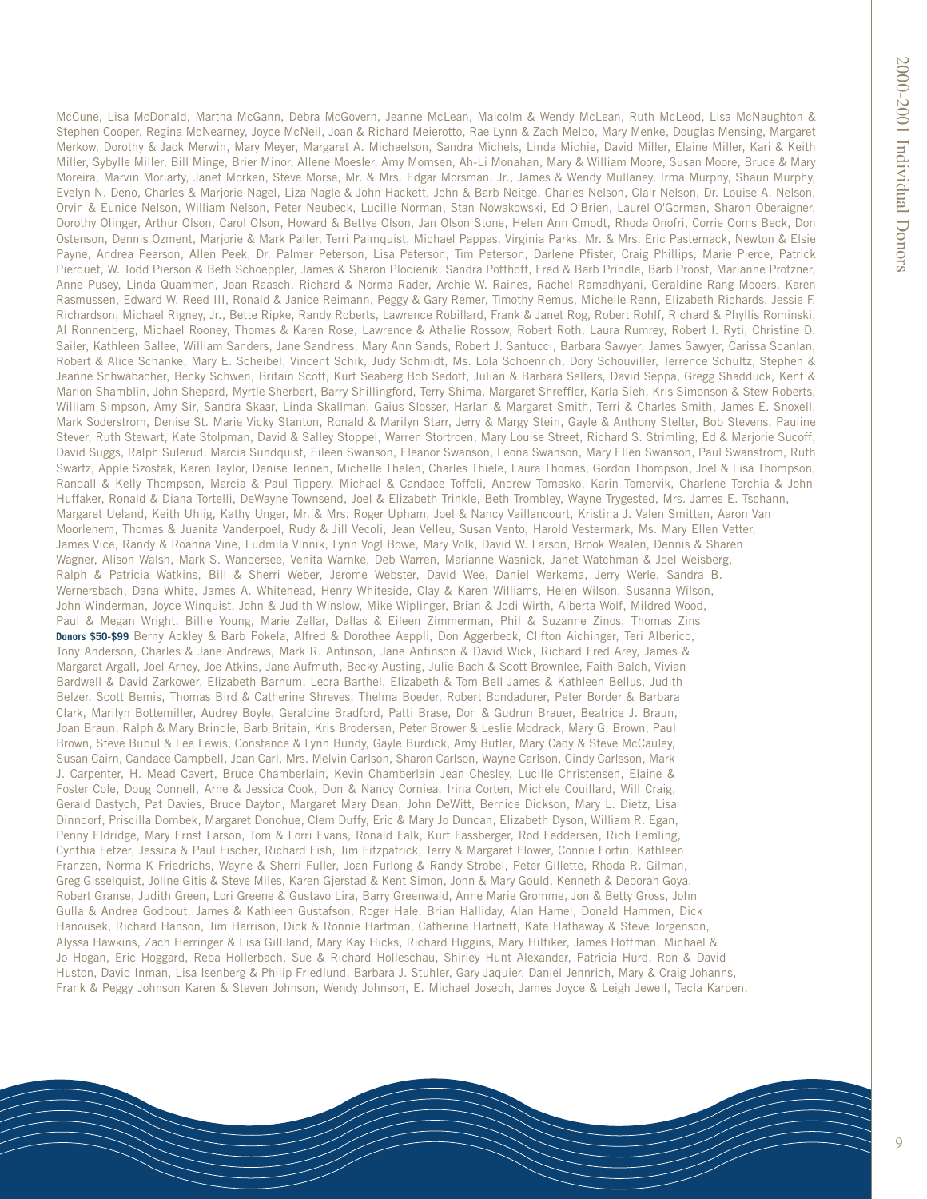McCune, Lisa McDonald, Martha McGann, Debra McGovern, Jeanne McLean, Malcolm & Wendy McLean, Ruth McLeod, Lisa McNaughton & Stephen Cooper, Regina McNearney, Joyce McNeil, Joan & Richard Meierotto, Rae Lynn & Zach Melbo, Mary Menke, Douglas Mensing, Margaret Merkow, Dorothy & Jack Merwin, Mary Meyer, Margaret A. Michaelson, Sandra Michels, Linda Michie, David Miller, Elaine Miller, Kari & Keith Miller, Sybylle Miller, Bill Minge, Brier Minor, Allene Moesler, Amy Momsen, Ah-Li Monahan, Mary & William Moore, Susan Moore, Bruce & Mary Moreira, Marvin Moriarty, Janet Morken, Steve Morse, Mr. & Mrs. Edgar Morsman, Jr., James & Wendy Mullaney, Irma Murphy, Shaun Murphy, Evelyn N. Deno, Charles & Marjorie Nagel, Liza Nagle & John Hackett, John & Barb Neitge, Charles Nelson, Clair Nelson, Dr. Louise A. Nelson, Orvin & Eunice Nelson, William Nelson, Peter Neubeck, Lucille Norman, Stan Nowakowski, Ed O'Brien, Laurel O'Gorman, Sharon Oberaigner, Dorothy Olinger, Arthur Olson, Carol Olson, Howard & Bettye Olson, Jan Olson Stone, Helen Ann Omodt, Rhoda Onofri, Corrie Ooms Beck, Don Ostenson, Dennis Ozment, Marjorie & Mark Paller, Terri Palmquist, Michael Pappas, Virginia Parks, Mr. & Mrs. Eric Pasternack, Newton & Elsie Payne, Andrea Pearson, Allen Peek, Dr. Palmer Peterson, Lisa Peterson, Tim Peterson, Darlene Pfister, Craig Phillips, Marie Pierce, Patrick Pierquet, W. Todd Pierson & Beth Schoeppler, James & Sharon Plocienik, Sandra Potthoff, Fred & Barb Prindle, Barb Proost, Marianne Protzner, Anne Pusey, Linda Quammen, Joan Raasch, Richard & Norma Rader, Archie W. Raines, Rachel Ramadhyani, Geraldine Rang Mooers, Karen Rasmussen, Edward W. Reed III, Ronald & Janice Reimann, Peggy & Gary Remer, Timothy Remus, Michelle Renn, Elizabeth Richards, Jessie F. Richardson, Michael Rigney, Jr., Bette Ripke, Randy Roberts, Lawrence Robillard, Frank & Janet Rog, Robert Rohlf, Richard & Phyllis Rominski, Al Ronnenberg, Michael Rooney, Thomas & Karen Rose, Lawrence & Athalie Rossow, Robert Roth, Laura Rumrey, Robert I. Ryti, Christine D. Sailer, Kathleen Sallee, William Sanders, Jane Sandness, Mary Ann Sands, Robert J. Santucci, Barbara Sawyer, James Sawyer, Carissa Scanlan, Robert & Alice Schanke, Mary E. Scheibel, Vincent Schik, Judy Schmidt, Ms. Lola Schoenrich, Dory Schouviller, Terrence Schultz, Stephen & Jeanne Schwabacher, Becky Schwen, Britain Scott, Kurt Seaberg Bob Sedoff, Julian & Barbara Sellers, David Seppa, Gregg Shadduck, Kent & Marion Shamblin, John Shepard, Myrtle Sherbert, Barry Shillingford, Terry Shima, Margaret Shreffler, Karla Sieh, Kris Simonson & Stew Roberts, William Simpson, Amy Sir, Sandra Skaar, Linda Skallman, Gaius Slosser, Harlan & Margaret Smith, Terri & Charles Smith, James E. Snoxell, Mark Soderstrom, Denise St. Marie Vicky Stanton, Ronald & Marilyn Starr, Jerry & Margy Stein, Gayle & Anthony Stelter, Bob Stevens, Pauline Stever, Ruth Stewart, Kate Stolpman, David & Salley Stoppel, Warren Stortroen, Mary Louise Street, Richard S. Strimling, Ed & Marjorie Sucoff, David Suggs, Ralph Sulerud, Marcia Sundquist, Eileen Swanson, Eleanor Swanson, Leona Swanson, Mary Ellen Swanson, Paul Swanstrom, Ruth Swartz, Apple Szostak, Karen Taylor, Denise Tennen, Michelle Thelen, Charles Thiele, Laura Thomas, Gordon Thompson, Joel & Lisa Thompson, Randall & Kelly Thompson, Marcia & Paul Tippery, Michael & Candace Toffoli, Andrew Tomasko, Karin Tomervik, Charlene Torchia & John Huffaker, Ronald & Diana Tortelli, DeWayne Townsend, Joel & Elizabeth Trinkle, Beth Trombley, Wayne Trygested, Mrs. James E. Tschann, Margaret Ueland, Keith Uhlig, Kathy Unger, Mr. & Mrs. Roger Upham, Joel & Nancy Vaillancourt, Kristina J. Valen Smitten, Aaron Van Moorlehem, Thomas & Juanita Vanderpoel, Rudy & Jill Vecoli, Jean Velleu, Susan Vento, Harold Vestermark, Ms. Mary Ellen Vetter, James Vice, Randy & Roanna Vine, Ludmila Vinnik, Lynn Vogl Bowe, Mary Volk, David W. Larson, Brook Waalen, Dennis & Sharen Wagner, Alison Walsh, Mark S. Wandersee, Venita Warnke, Deb Warren, Marianne Wasnick, Janet Watchman & Joel Weisberg, Ralph & Patricia Watkins, Bill & Sherri Weber, Jerome Webster, David Wee, Daniel Werkema, Jerry Werle, Sandra B. Wernersbach, Dana White, James A. Whitehead, Henry Whiteside, Clay & Karen Williams, Helen Wilson, Susanna Wilson, John Winderman, Joyce Winquist, John & Judith Winslow, Mike Wiplinger, Brian & Jodi Wirth, Alberta Wolf, Mildred Wood, Paul & Megan Wright, Billie Young, Marie Zellar, Dallas & Eileen Zimmerman, Phil & Suzanne Zinos, Thomas Zins

**Donors $50-$99** Berny Ackley & Barb Pokela, Alfred & Dorothee Aeppli, Don Aggerbeck, Clifton Aichinger, Teri Alberico, Tony Anderson, Charles & Jane Andrews, Mark R. Anfinson, Jane Anfinson & David Wick, Richard Fred Arey, James & Margaret Argall, Joel Arney, Joe Atkins, Jane Aufmuth, Becky Austing, Julie Bach & Scott Brownlee, Faith Balch, Vivian Bardwell & David Zarkower, Elizabeth Barnum, Leora Barthel, Elizabeth & Tom Bell James & Kathleen Bellus, Judith Belzer, Scott Bemis, Thomas Bird & Catherine Shreves, Thelma Boeder, Robert Bondadurer, Peter Border & Barbara Clark, Marilyn Bottemiller, Audrey Boyle, Geraldine Bradford, Patti Brase, Don & Gudrun Brauer, Beatrice J. Braun, Joan Braun, Ralph & Mary Brindle, Barb Britain, Kris Brodersen, Peter Brower & Leslie Modrack, Mary G. Brown, Paul Brown, Steve Bubul & Lee Lewis, Constance & Lynn Bundy, Gayle Burdick, Amy Butler, Mary Cady & Steve McCauley, Susan Cairn, Candace Campbell, Joan Carl, Mrs. Melvin Carlson, Sharon Carlson, Wayne Carlson, Cindy Carlsson, Mark J. Carpenter, H. Mead Cavert, Bruce Chamberlain, Kevin Chamberlain Jean Chesley, Lucille Christensen, Elaine & Foster Cole, Doug Connell, Arne & Jessica Cook, Don & Nancy Corniea, Irina Corten, Michele Couillard, Will Craig, Gerald Dastych, Pat Davies, Bruce Dayton, Margaret Mary Dean, John DeWitt, Bernice Dickson, Mary L. Dietz, Lisa Dinndorf, Priscilla Dombek, Margaret Donohue, Clem Duffy, Eric & Mary Jo Duncan, Elizabeth Dyson, William R. Egan, Penny Eldridge, Mary Ernst Larson, Tom & Lorri Evans, Ronald Falk, Kurt Fassberger, Rod Feddersen, Rich Femling, Cynthia Fetzer, Jessica & Paul Fischer, Richard Fish, Jim Fitzpatrick, Terry & Margaret Flower, Connie Fortin, Kathleen Franzen, Norma K Friedrichs, Wayne & Sherri Fuller, Joan Furlong & Randy Strobel, Peter Gillette, Rhoda R. Gilman, Greg Gisselquist, Joline Gitis & Steve Miles, Karen Gjerstad & Kent Simon, John & Mary Gould, Kenneth & Deborah Goya, Robert Granse, Judith Green, Lori Greene & Gustavo Lira, Barry Greenwald, Anne Marie Gromme, Jon & Betty Gross, John Gulla & Andrea Godbout, James & Kathleen Gustafson, Roger Hale, Brian Halliday, Alan Hamel, Donald Hammen, Dick Hanousek, Richard Hanson, Jim Harrison, Dick & Ronnie Hartman, Catherine Hartnett, Kate Hathaway & Steve Jorgenson, Alyssa Hawkins, Zach Herringer & Lisa Gilliland, Mary Kay Hicks, Richard Higgins, Mary Hilfiker, James Hoffman, Michael & Jo Hogan, Eric Hoggard, Reba Hollerbach, Sue & Richard Holleschau, Shirley Hunt Alexander, Patricia Hurd, Ron & David Huston, David Inman, Lisa Isenberg & Philip Friedlund, Barbara J. Stuhler, Gary Jaquier, Daniel Jennrich, Mary & Craig Johanns, Frank & Peggy Johnson Karen & Steven Johnson, Wendy Johnson, E. Michael Joseph, James Joyce & Leigh Jewell, Tecla Karpen,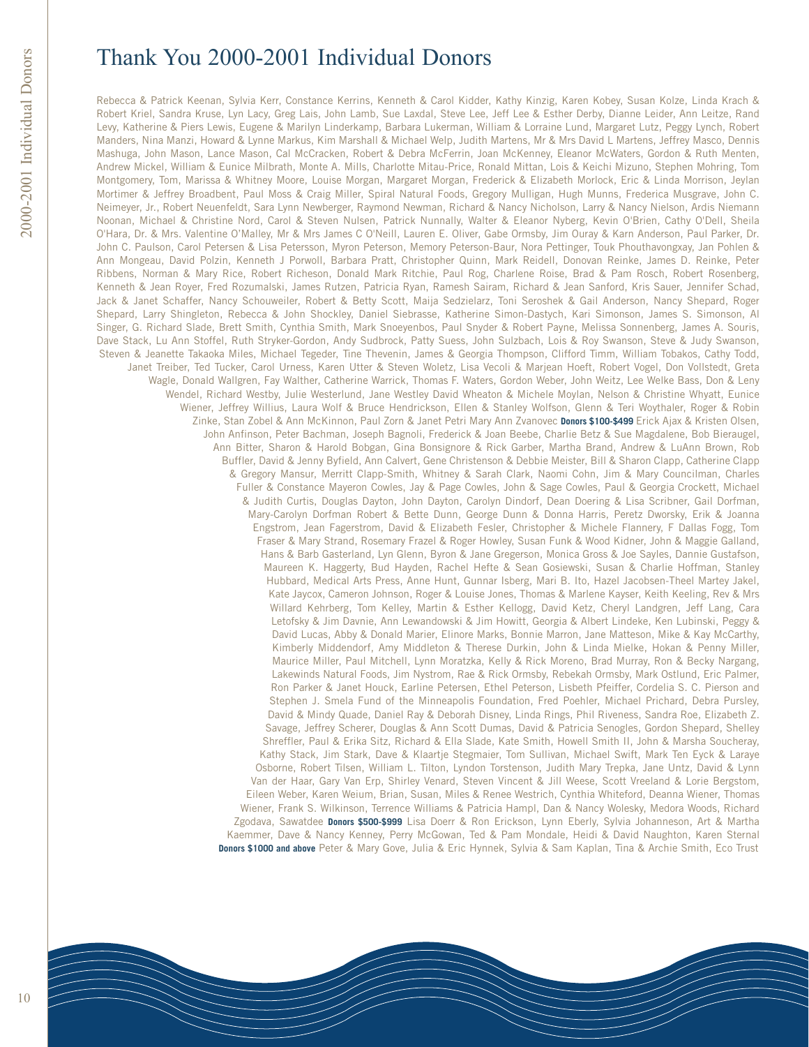# Thank You 2000-2001 Individual Donors

Rebecca & Patrick Keenan, Sylvia Kerr, Constance Kerrins, Kenneth & Carol Kidder, Kathy Kinzig, Karen Kobey, Susan Kolze, Linda Krach & Robert Kriel, Sandra Kruse, Lyn Lacy, Greg Lais, John Lamb, Sue Laxdal, Steve Lee, Jeff Lee & Esther Derby, Dianne Leider, Ann Leitze, Rand Levy, Katherine & Piers Lewis, Eugene & Marilyn Linderkamp, Barbara Lukerman, William & Lorraine Lund, Margaret Lutz, Peggy Lynch, Robert Manders, Nina Manzi, Howard & Lynne Markus, Kim Marshall & Michael Welp, Judith Martens, Mr & Mrs David L Martens, Jeffrey Masco, Dennis Mashuga, John Mason, Lance Mason, Cal McCracken, Robert & Debra McFerrin, Joan McKenney, Eleanor McWaters, Gordon & Ruth Menten, Andrew Mickel, William & Eunice Milbrath, Monte A. Mills, Charlotte Mitau-Price, Ronald Mittan, Lois & Keichi Mizuno, Stephen Mohring, Tom Montgomery, Tom, Marissa & Whitney Moore, Louise Morgan, Margaret Morgan, Frederick & Elizabeth Morlock, Eric & Linda Morrison, Jeylan Mortimer & Jeffrey Broadbent, Paul Moss & Craig Miller, Spiral Natural Foods, Gregory Mulligan, Hugh Munns, Frederica Musgrave, John C. Neimeyer, Jr., Robert Neuenfeldt, Sara Lynn Newberger, Raymond Newman, Richard & Nancy Nicholson, Larry & Nancy Nielson, Ardis Niemann Noonan, Michael & Christine Nord, Carol & Steven Nulsen, Patrick Nunnally, Walter & Eleanor Nyberg, Kevin O'Brien, Cathy O'Dell, Sheila O'Hara, Dr. & Mrs. Valentine O'Malley, Mr & Mrs James C O'Neill, Lauren E. Oliver, Gabe Ormsby, Jim Ouray & Karn Anderson, Paul Parker, Dr. John C. Paulson, Carol Petersen & Lisa Petersson, Myron Peterson, Memory Peterson-Baur, Nora Pettinger, Touk Phouthavongxay, Jan Pohlen & Ann Mongeau, David Polzin, Kenneth J Porwoll, Barbara Pratt, Christopher Quinn, Mark Reidell, Donovan Reinke, James D. Reinke, Peter Ribbens, Norman & Mary Rice, Robert Richeson, Donald Mark Ritchie, Paul Rog, Charlene Roise, Brad & Pam Rosch, Robert Rosenberg, Kenneth & Jean Royer, Fred Rozumalski, James Rutzen, Patricia Ryan, Ramesh Sairam, Richard & Jean Sanford, Kris Sauer, Jennifer Schad, Jack & Janet Schaffer, Nancy Schouweiler, Robert & Betty Scott, Maija Sedzielarz, Toni Seroshek & Gail Anderson, Nancy Shepard, Roger Shepard, Larry Shingleton, Rebecca & John Shockley, Daniel Siebrasse, Katherine Simon-Dastych, Kari Simonson, James S. Simonson, Al Singer, G. Richard Slade, Brett Smith, Cynthia Smith, Mark Snoeyenbos, Paul Snyder & Robert Payne, Melissa Sonnenberg, James A. Souris, Dave Stack, Lu Ann Stoffel, Ruth Stryker-Gordon, Andy Sudbrock, Patty Suess, John Sulzbach, Lois & Roy Swanson, Steve & Judy Swanson, Steven & Jeanette Takaoka Miles, Michael Tegeder, Tine Thevenin, James & Georgia Thompson, Clifford Timm, William Tobakos, Cathy Todd, Janet Treiber, Ted Tucker, Carol Urness, Karen Utter & Steven Woletz, Lisa Vecoli & Marjean Hoeft, Robert Vogel, Don Vollstedt, Greta Wagle, Donald Wallgren, Fay Walther, Catherine Warrick, Thomas F. Waters, Gordon Weber, John Weitz, Lee Welke Bass, Don & Leny Wendel, Richard Westby, Julie Westerlund, Jane Westley David Wheaton & Michele Moylan, Nelson & Christine Whyatt, Eunice Wiener, Jeffrey Willius, Laura Wolf & Bruce Hendrickson, Ellen & Stanley Wolfson, Glenn & Teri Woythaler, Roger & Robin Zinke, Stan Zobel & Ann McKinnon, Paul Zorn & Janet Petri Mary Ann Zvanovec **Donors $100-$499** Erick Ajax & Kristen Olsen, John Anfinson, Peter Bachman, Joseph Bagnoli, Frederick & Joan Beebe, Charlie Betz & Sue Magdalene, Bob Bieraugel, Ann Bitter, Sharon & Harold Bobgan, Gina Bonsignore & Rick Garber, Martha Brand, Andrew & LuAnn Brown, Rob Buffler, David & Jenny Byfield, Ann Calvert, Gene Christenson & Debbie Meister, Bill & Sharon Clapp, Catherine Clapp & Gregory Mansur, Merritt Clapp-Smith, Whitney & Sarah Clark, Naomi Cohn, Jim & Mary Councilman, Charles Fuller & Constance Mayeron Cowles, Jay & Page Cowles, John & Sage Cowles, Paul & Georgia Crockett, Michael & Judith Curtis, Douglas Dayton, John Dayton, Carolyn Dindorf, Dean Doering & Lisa Scribner, Gail Dorfman, Mary-Carolyn Dorfman Robert & Bette Dunn, George Dunn & Donna Harris, Peretz Dworsky, Erik & Joanna Engstrom, Jean Fagerstrom, David & Elizabeth Fesler, Christopher & Michele Flannery, F Dallas Fogg, Tom Fraser & Mary Strand, Rosemary Frazel & Roger Howley, Susan Funk & Wood Kidner, John & Maggie Galland, Hans & Barb Gasterland, Lyn Glenn, Byron & Jane Gregerson, Monica Gross & Joe Sayles, Dannie Gustafson, Maureen K. Haggerty, Bud Hayden, Rachel Hefte & Sean Gosiewski, Susan & Charlie Hoffman, Stanley Hubbard, Medical Arts Press, Anne Hunt, Gunnar Isberg, Mari B. Ito, Hazel Jacobsen-Theel Martey Jakel, Kate Jaycox, Cameron Johnson, Roger & Louise Jones, Thomas & Marlene Kayser, Keith Keeling, Rev & Mrs Willard Kehrberg, Tom Kelley, Martin & Esther Kellogg, David Ketz, Cheryl Landgren, Jeff Lang, Cara Letofsky & Jim Davnie, Ann Lewandowski & Jim Howitt, Georgia & Albert Lindeke, Ken Lubinski, Peggy & David Lucas, Abby & Donald Marier, Elinore Marks, Bonnie Marron, Jane Matteson, Mike & Kay McCarthy, Kimberly Middendorf, Amy Middleton & Therese Durkin, John & Linda Mielke, Hokan & Penny Miller, Maurice Miller, Paul Mitchell, Lynn Moratzka, Kelly & Rick Moreno, Brad Murray, Ron & Becky Nargang, Lakewinds Natural Foods, Jim Nystrom, Rae & Rick Ormsby, Rebekah Ormsby, Mark Ostlund, Eric Palmer, Ron Parker & Janet Houck, Earline Petersen, Ethel Peterson, Lisbeth Pfeiffer, Cordelia S. C. Pierson and Stephen J. Smela Fund of the Minneapolis Foundation, Fred Poehler, Michael Prichard, Debra Pursley, David & Mindy Quade, Daniel Ray & Deborah Disney, Linda Rings, Phil Riveness, Sandra Roe, Elizabeth Z. Savage, Jeffrey Scherer, Douglas & Ann Scott Dumas, David & Patricia Senogles, Gordon Shepard, Shelley Shreffler, Paul & Erika Sitz, Richard & Ella Slade, Kate Smith, Howell Smith II, John & Marsha Soucheray, Kathy Stack, Jim Stark, Dave & Klaartje Stegmaier, Tom Sullivan, Michael Swift, Mark Ten Eyck & Laraye Osborne, Robert Tilsen, William L. Tilton, Lyndon Torstenson, Judith Mary Trepka, Jane Untz, David & Lynn Van der Haar, Gary Van Erp, Shirley Venard, Steven Vincent & Jill Weese, Scott Vreeland & Lorie Bergstom, Eileen Weber, Karen Weium, Brian, Susan, Miles & Renee Westrich, Cynthia Whiteford, Deanna Wiener, Thomas Wiener, Frank S. Wilkinson, Terrence Williams & Patricia Hampl, Dan & Nancy Wolesky, Medora Woods, Richard Zgodava, Sawatdee **Donors $500-$999** Lisa Doerr & Ron Erickson, Lynn Eberly, Sylvia Johanneson, Art & Martha Kaemmer, Dave & Nancy Kenney, Perry McGowan, Ted & Pam Mondale, Heidi & David Naughton, Karen Sternal **Donors $1000 and above** Peter & Mary Gove, Julia & Eric Hynnek, Sylvia & Sam Kaplan, Tina & Archie Smith, Eco Trust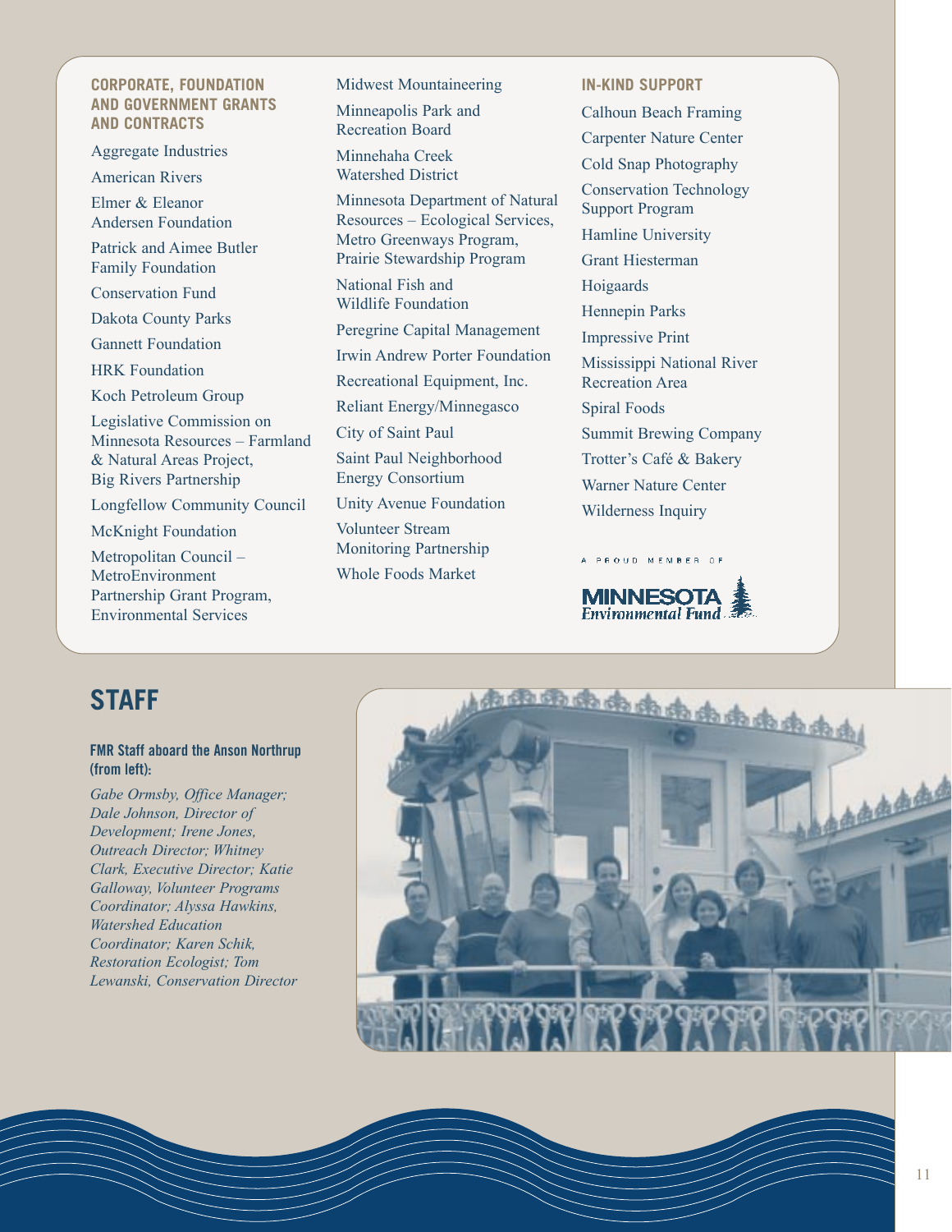### CORPORATE, FOUNDATION AND GOVERNMENT GRANTS AND CONTRACTS

Aggregate Industries

American Rivers

Elmer & Eleanor Andersen Foundation

Patrick and Aimee Butler Family Foundation

Conservation Fund

Dakota County Parks

Gannett Foundation

HRK Foundation

Koch Petroleum Group

Legislative Commission on Minnesota Resources – Farmland & Natural Areas Project, Big Rivers Partnership

Longfellow Community Council

McKnight Foundation

Metropolitan Council – MetroEnvironment Partnership Grant Program, Environmental Services

Midwest Mountaineering

Minneapolis Park and Recreation Board

Minnehaha Creek Watershed District

Minnesota Department of Natural Resources – Ecological Services, Metro Greenways Program, Prairie Stewardship Program

National Fish and Wildlife Foundation

Peregrine Capital Management

Irwin Andrew Porter Foundation

Recreational Equipment, Inc.

Reliant Energy/Minnegasco

City of Saint Paul

Saint Paul Neighborhood Energy Consortium

Unity Avenue Foundation

Volunteer Stream Monitoring Partnership

Whole Foods Market

### IN-KIND SUPPORT

Calhoun Beach Framing

Carpenter Nature Center

Cold Snap Photography

Conservation Technology Support Program

Hamline University

Grant Hiesterman

Hoigaards

Hennepin Parks

Impressive Print

Mississippi National River Recreation Area

Spiral Foods

Summit Brewing Company

Trotter's Café & Bakery

Warner Nature Center

Wilderness Inquiry

A PROUD MEMBER OF MINNESOTA Environmental Fund

## STAFF

**FMR Staff aboard the Anson Northrup (from left):**

*Gabe Ormsby, Office Manager; Dale Johnson, Director of Development; Irene Jones, Outreach Director; Whitney Clark, Executive Director; Katie Galloway, Volunteer Programs Coordinator; Alyssa Hawkins, Watershed Education Coordinator; Karen Schik, Restoration Ecologist; Tom Lewanski, Conservation Director*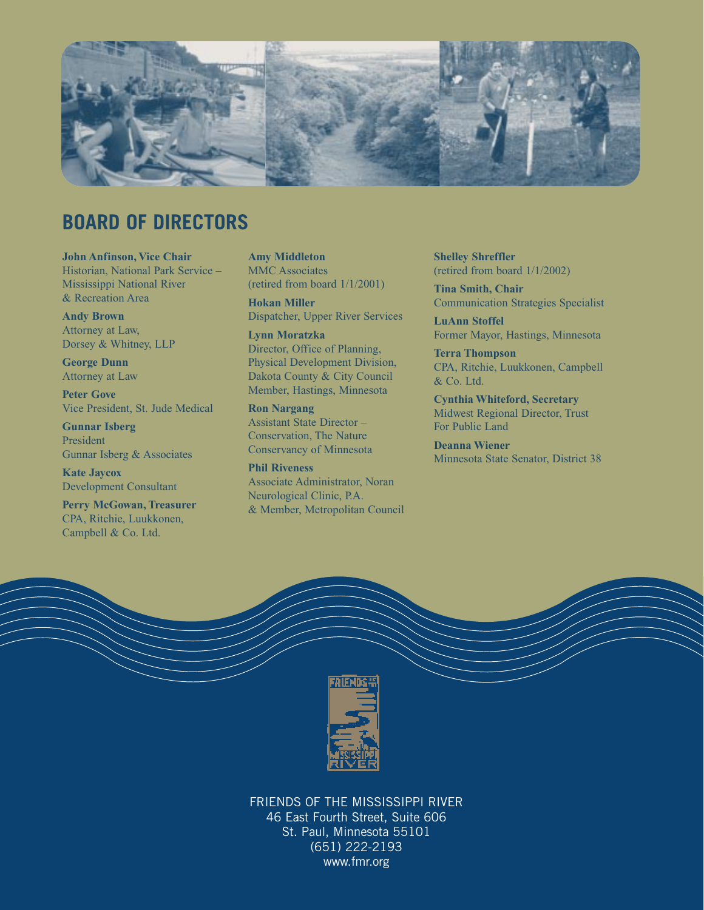## BOARD OF DIRECTORS

**John Anfinson, Vice Chair**
Historian, National Park Service – Mississippi National River & Recreation Area

**Andy Brown**
Attorney at Law, Dorsey & Whitney, LLP

**George Dunn**
Attorney at Law

**Peter Gove**
Vice President, St. Jude Medical

**Gunnar Isberg**
President
Gunnar Isberg & Associates

**Kate Jaycox**
Development Consultant

**Perry McGowan, Treasurer**
CPA, Ritchie, Luukkonen, Campbell & Co. Ltd.

**Amy Middleton**
MMC Associates
(retired from board 1/1/2001)

**Hokan Miller**
Dispatcher, Upper River Services

**Lynn Moratzka**
Director, Office of Planning, Physical Development Division, Dakota County & City Council Member, Hastings, Minnesota

**Ron Nargang**
Assistant State Director – Conservation, The Nature Conservancy of Minnesota

**Phil Riveness**
Associate Administrator, Noran Neurological Clinic, P.A. & Member, Metropolitan Council

**Shelley Shreffler**
(retired from board 1/1/2002)

**Tina Smith, Chair**
Communication Strategies Specialist

**LuAnn Stoffel**
Former Mayor, Hastings, Minnesota

**Terra Thompson**
CPA, Ritchie, Luukkonen, Campbell & Co. Ltd.

**Cynthia Whiteford, Secretary**
Midwest Regional Director, Trust For Public Land

**Deanna Wiener**
Minnesota State Senator, District 38

FRIENDS OF THE MISSISSIPPI RIVER
46 East Fourth Street, Suite 606
St. Paul, Minnesota 55101
(651) 222-2193
www.fmr.org